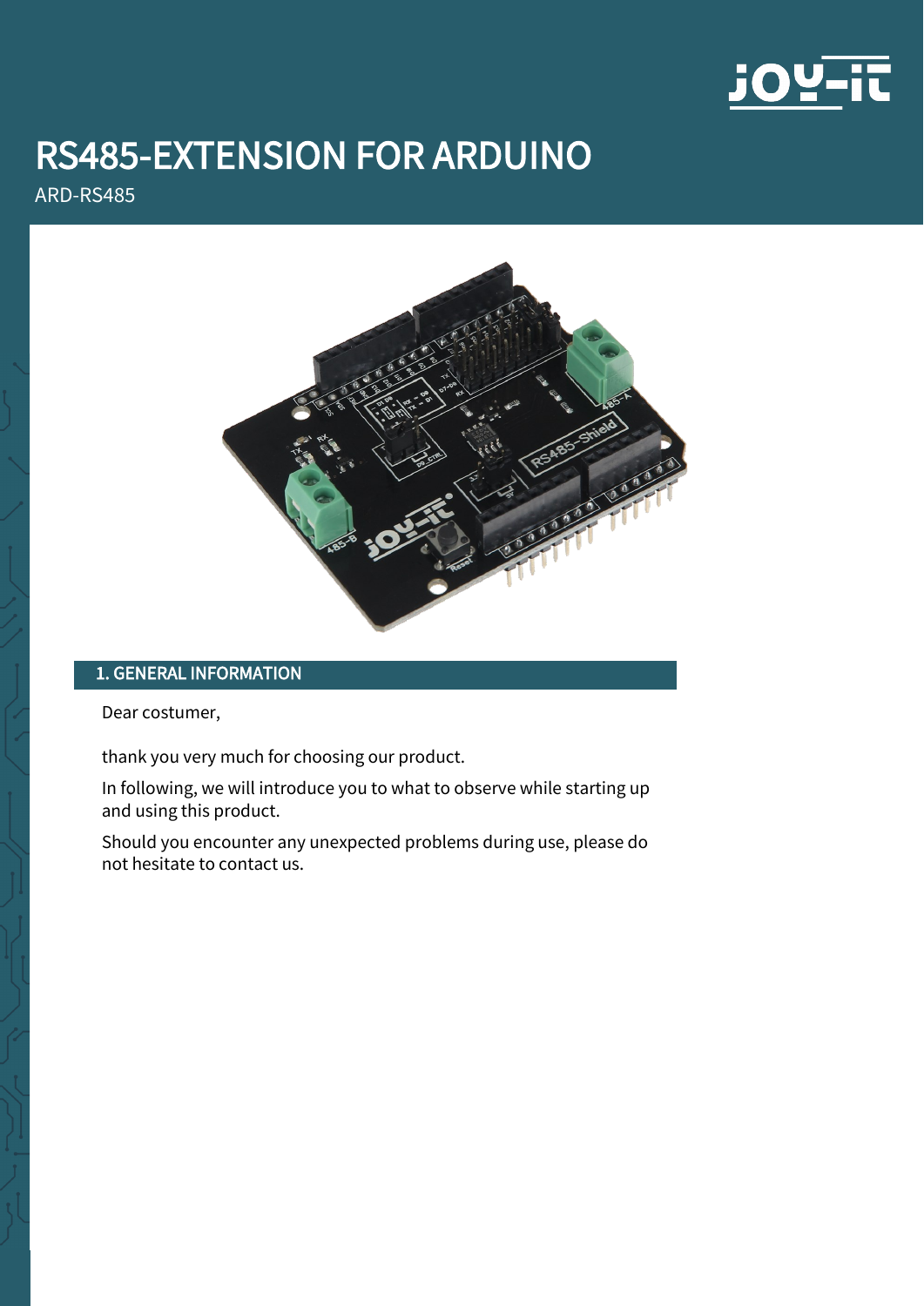# RS485-EXTENSION FOR ARDUINO

ARD-RS485

## 1. GENERAL INFORMATION

Dear costumer,

thank you very much for choosing our product.

In following, we will introduce you to what to observe while starting up and using this product.

Should you encounter any unexpected problems during use, please do not hesitate to contact us.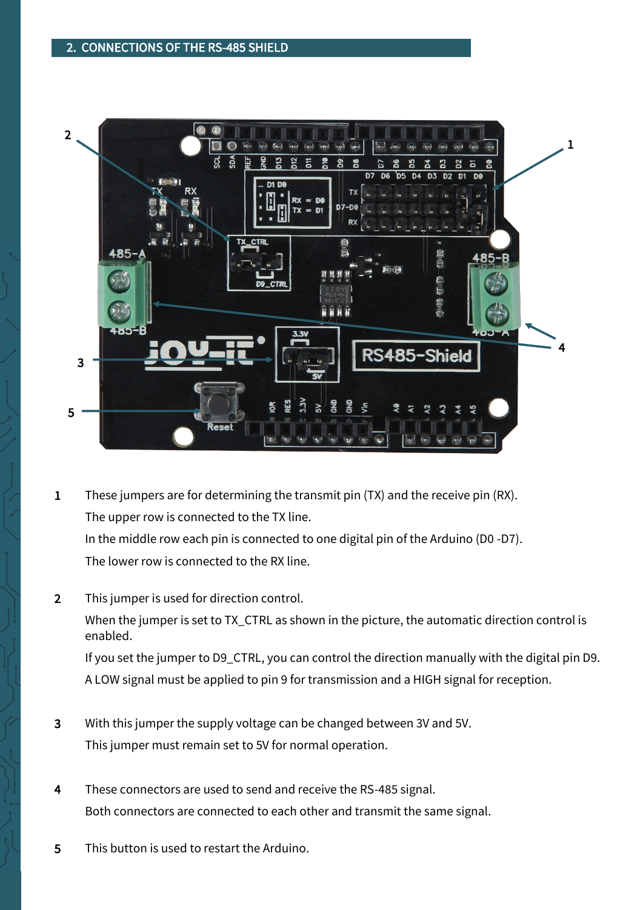## 2. CONNECTIONS OF THE RS-485 SHIELD

1 These jumpers are for determining the transmit pin (TX) and the receive pin (RX).

The upper row is connected to the TX line.

In the middle row each pin is connected to one digital pin of the Arduino (D0 -D7).

The lower row is connected to the RX line.

2 This jumper is used for direction control.

When the jumper is set to TX_CTRL as shown in the picture, the automatic direction control is enabled.

If you set the jumper to D9_CTRL, you can control the direction manually with the digital pin D9.

A LOW signal must be applied to pin 9 for transmission and a HIGH signal for reception.

3 With this jumper the supply voltage can be changed between 3V and 5V.

This jumper must remain set to 5V for normal operation.

4 These connectors are used to send and receive the RS-485 signal.

Both connectors are connected to each other and transmit the same signal.

5 This button is used to restart the Arduino.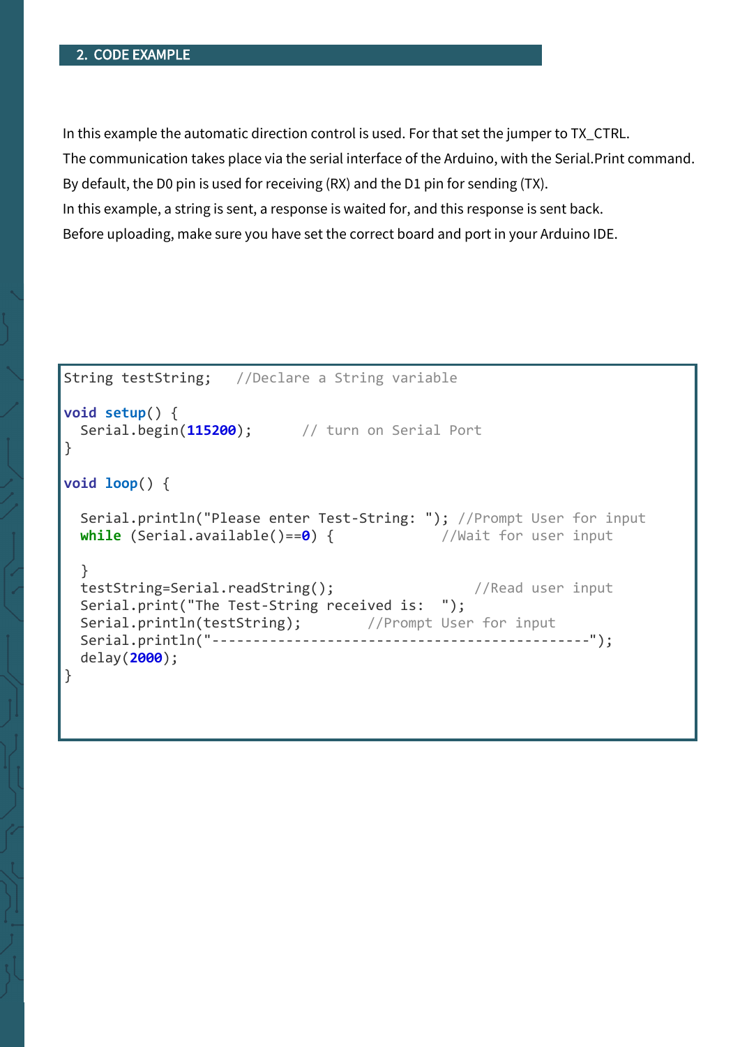## 2. CODE EXAMPLE

In this example the automatic direction control is used. For that set the jumper to TX_CTRL.
The communication takes place via the serial interface of the Arduino, with the Serial.Print command.
By default, the D0 pin is used for receiving (RX) and the D1 pin for sending (TX).
In this example, a string is sent, a response is waited for, and this response is sent back.
Before uploading, make sure you have set the correct board and port in your Arduino IDE.

```
String testString;   //Declare a String variable

void setup() {
  Serial.begin(115200);      // turn on Serial Port
}

void loop() {

  Serial.println("Please enter Test-String: "); //Prompt User for input
  while (Serial.available()==0) {              //Wait for user input

  }
  testString=Serial.readString();                  //Read user input
  Serial.print("The Test-String received is:  ");
  Serial.println(testString);        //Prompt User for input
  Serial.println("----------------------------------------------");
  delay(2000);
}
```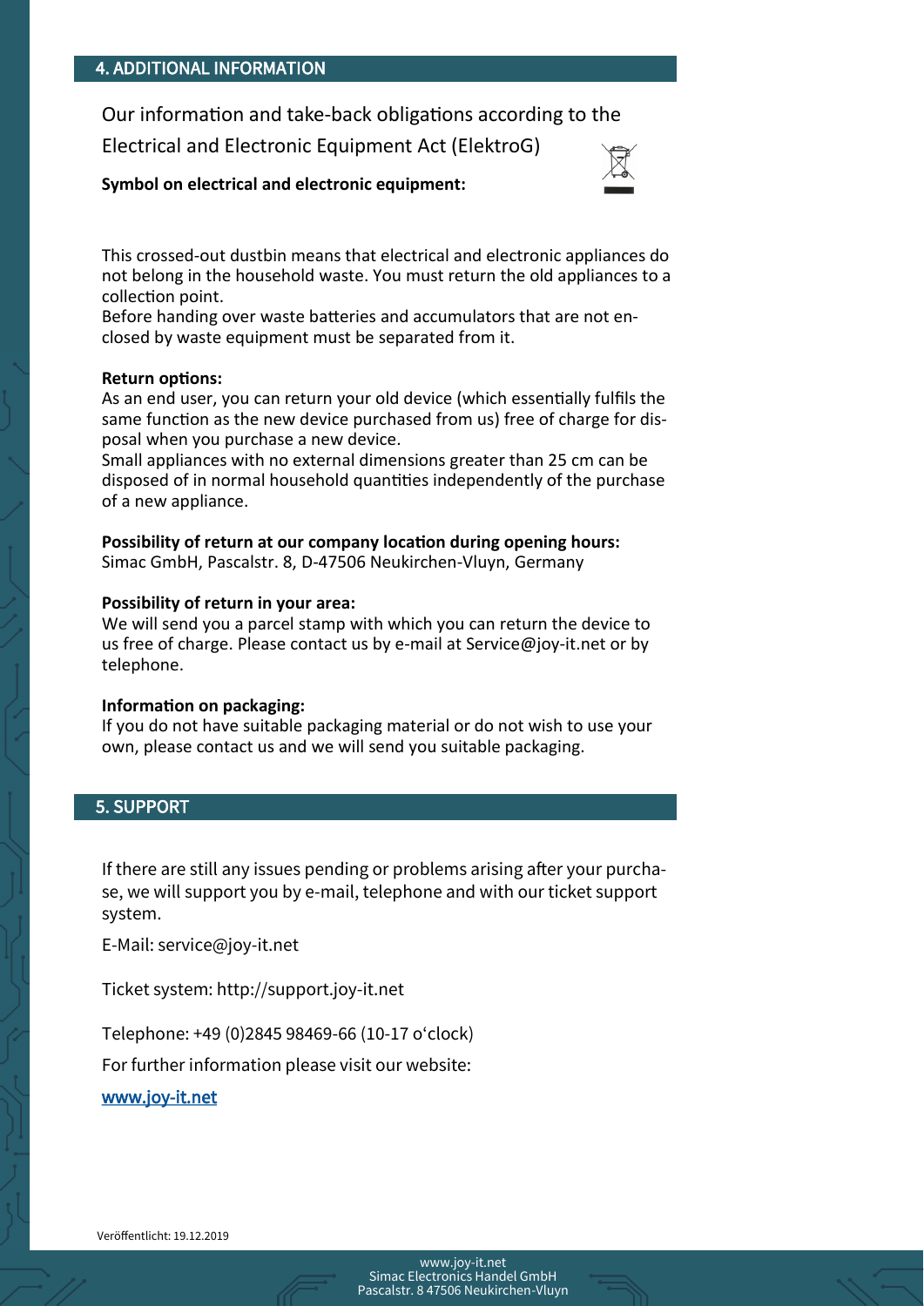## 4. ADDITIONAL INFORMATION

Our information and take-back obligations according to the Electrical and Electronic Equipment Act (ElektroG)

**Symbol on electrical and electronic equipment:**

This crossed-out dustbin means that electrical and electronic appliances do not belong in the household waste. You must return the old appliances to a collection point.
Before handing over waste batteries and accumulators that are not enclosed by waste equipment must be separated from it.

**Return options:**
As an end user, you can return your old device (which essentially fulfils the same function as the new device purchased from us) free of charge for disposal when you purchase a new device.
Small appliances with no external dimensions greater than 25 cm can be disposed of in normal household quantities independently of the purchase of a new appliance.

**Possibility of return at our company location during opening hours:**
Simac GmbH, Pascalstr. 8, D-47506 Neukirchen-Vluyn, Germany

**Possibility of return in your area:**
We will send you a parcel stamp with which you can return the device to us free of charge. Please contact us by e-mail at Service@joy-it.net or by telephone.

**Information on packaging:**
If you do not have suitable packaging material or do not wish to use your own, please contact us and we will send you suitable packaging.

## 5. SUPPORT

If there are still any issues pending or problems arising after your purchase, we will support you by e-mail, telephone and with our ticket support system.

E-Mail: service@joy-it.net

Ticket system: http://support.joy-it.net

Telephone: +49 (0)2845 98469-66 (10-17 o'clock)

For further information please visit our website:

[www.joy-it.net](http://www.joy-it.net)

Veröffentlicht: 19.12.2019